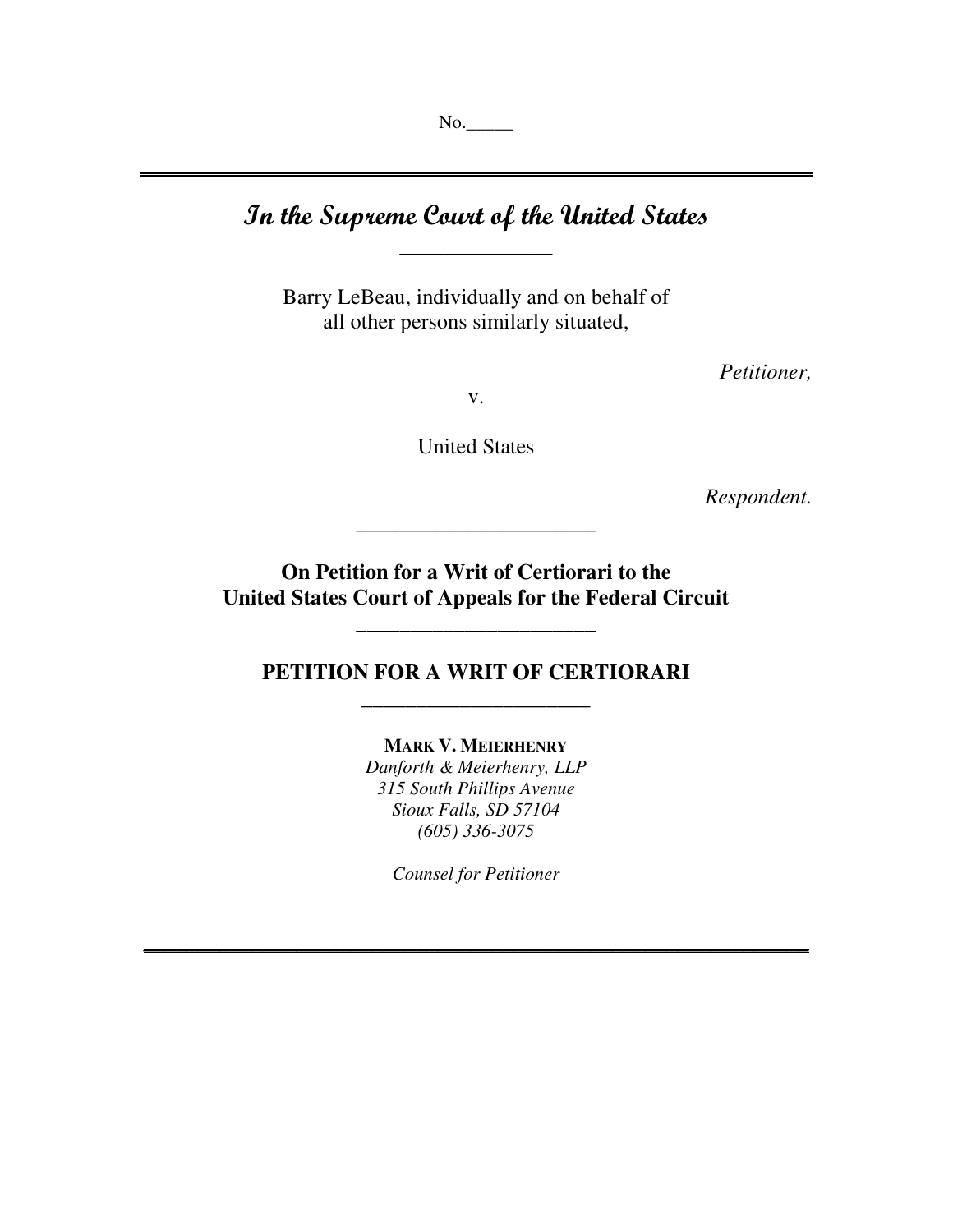No.\_\_\_\_\_

# *In the Supreme Court of the United States*

---

Barry LeBeau, individually and on behalf of all other persons similarly situated,

*Petitioner,*

v.

United States

*Respondent.*

---

**On Petition for a Writ of Certiorari to the United States Court of Appeals for the Federal Circuit**

---

## PETITION FOR A WRIT OF CERTIORARI

---

**MARK V. MEIERHENRY**
*Danforth & Meierhenry, LLP*
*315 South Phillips Avenue*
*Sioux Falls, SD 57104*
*(605) 336-3075*

*Counsel for Petitioner*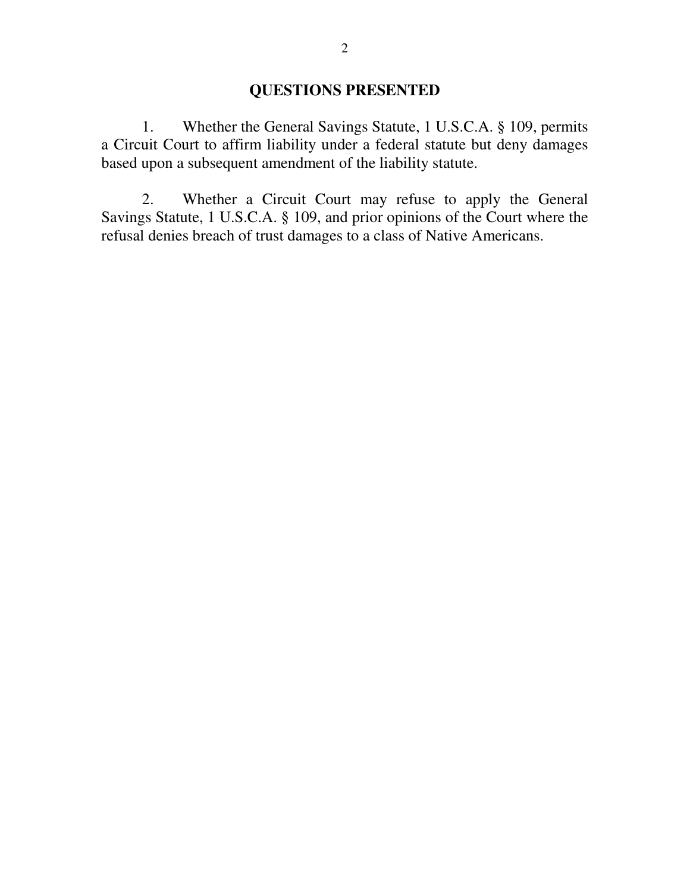## QUESTIONS PRESENTED

1. Whether the General Savings Statute, 1 U.S.C.A. § 109, permits a Circuit Court to affirm liability under a federal statute but deny damages based upon a subsequent amendment of the liability statute.

2. Whether a Circuit Court may refuse to apply the General Savings Statute, 1 U.S.C.A. § 109, and prior opinions of the Court where the refusal denies breach of trust damages to a class of Native Americans.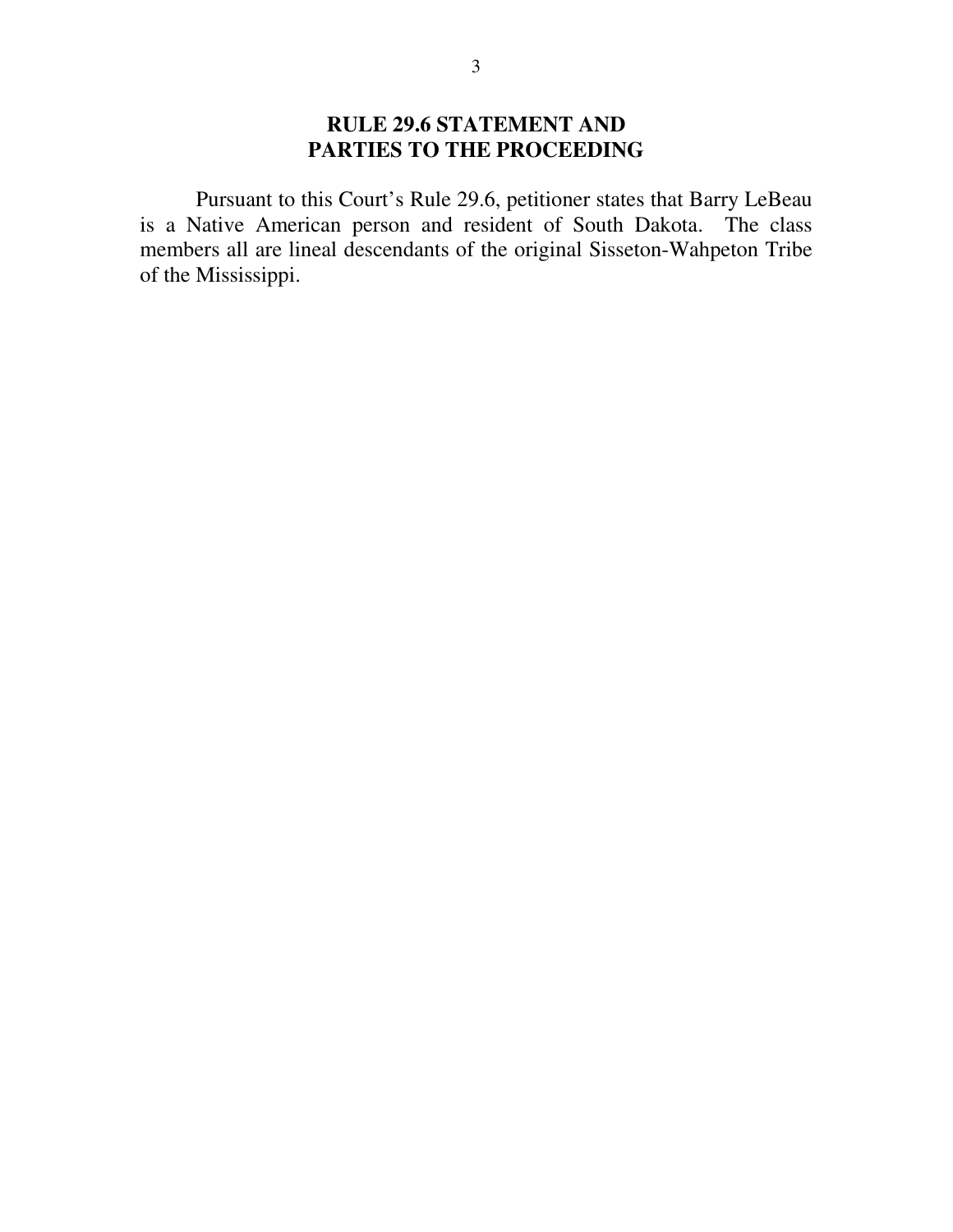## RULE 29.6 STATEMENT AND PARTIES TO THE PROCEEDING

Pursuant to this Court's Rule 29.6, petitioner states that Barry LeBeau is a Native American person and resident of South Dakota. The class members all are lineal descendants of the original Sisseton-Wahpeton Tribe of the Mississippi.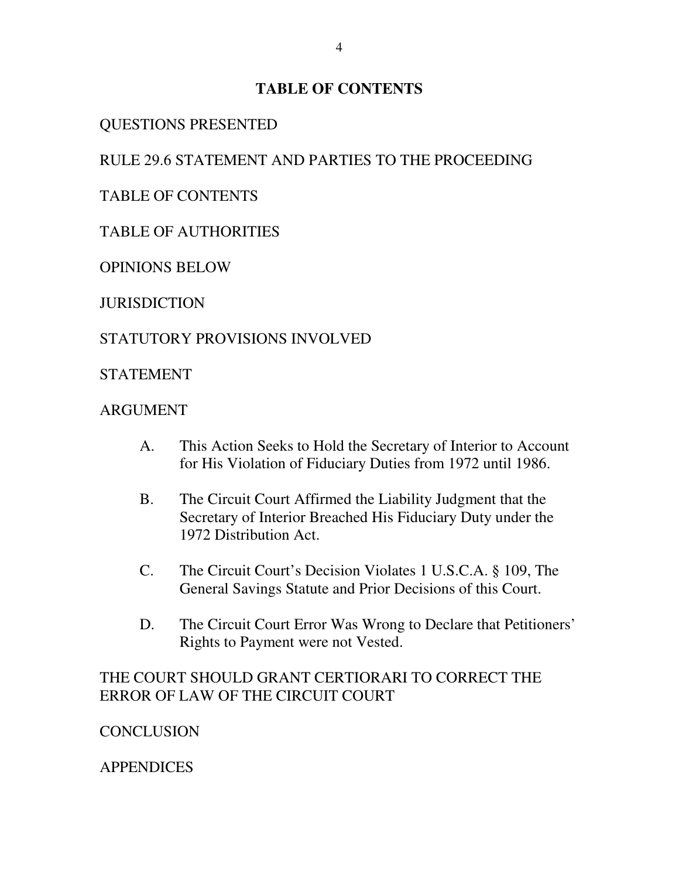# TABLE OF CONTENTS

QUESTIONS PRESENTED

RULE 29.6 STATEMENT AND PARTIES TO THE PROCEEDING

TABLE OF CONTENTS

TABLE OF AUTHORITIES

OPINIONS BELOW

JURISDICTION

STATUTORY PROVISIONS INVOLVED

STATEMENT

ARGUMENT

A. This Action Seeks to Hold the Secretary of Interior to Account for His Violation of Fiduciary Duties from 1972 until 1986.

B. The Circuit Court Affirmed the Liability Judgment that the Secretary of Interior Breached His Fiduciary Duty under the 1972 Distribution Act.

C. The Circuit Court's Decision Violates 1 U.S.C.A. § 109, The General Savings Statute and Prior Decisions of this Court.

D. The Circuit Court Error Was Wrong to Declare that Petitioners' Rights to Payment were not Vested.

THE COURT SHOULD GRANT CERTIORARI TO CORRECT THE ERROR OF LAW OF THE CIRCUIT COURT

CONCLUSION

APPENDICES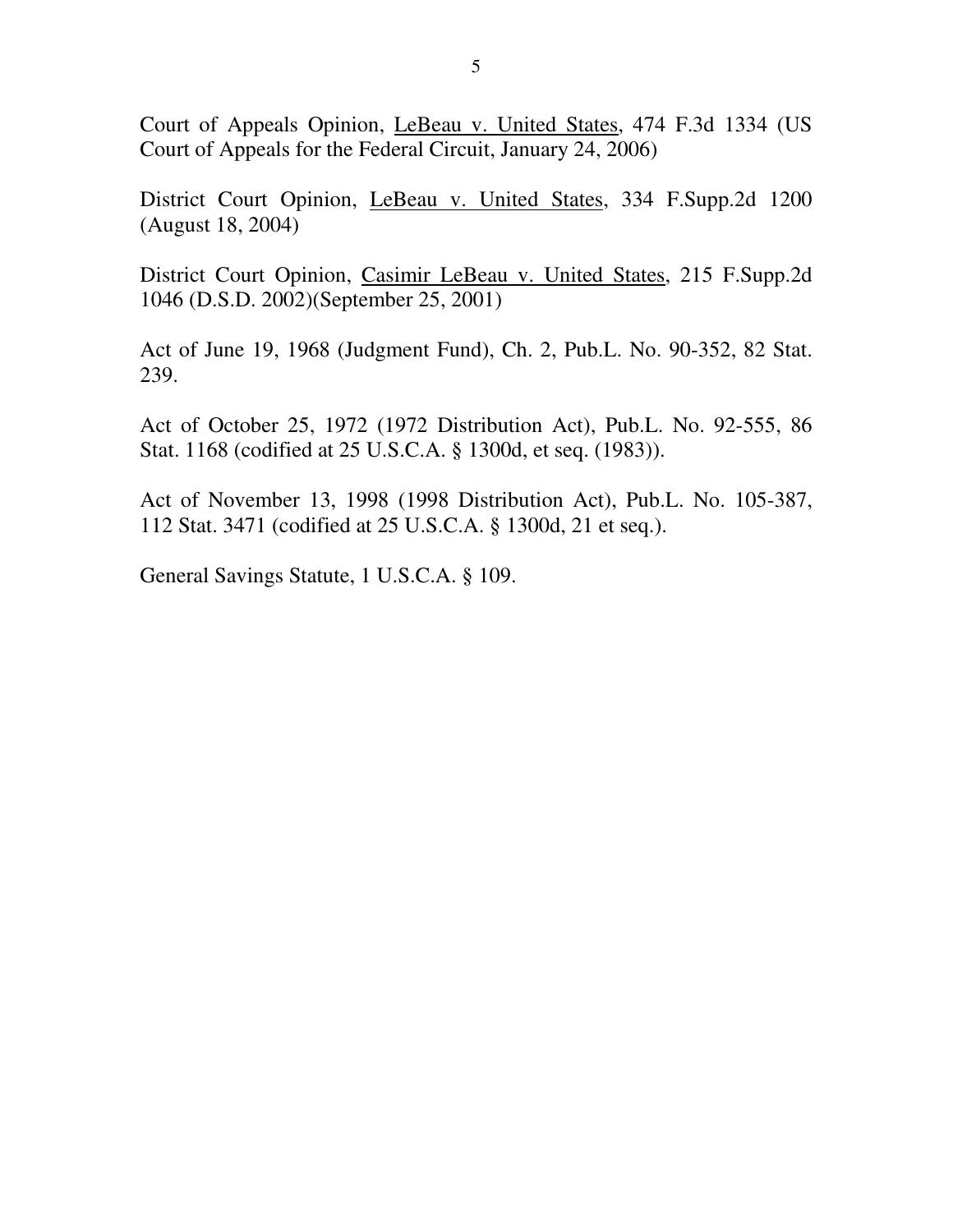Court of Appeals Opinion, <u>LeBeau v. United States</u>, 474 F.3d 1334 (US Court of Appeals for the Federal Circuit, January 24, 2006)

District Court Opinion, <u>LeBeau v. United States</u>, 334 F.Supp.2d 1200 (August 18, 2004)

District Court Opinion, <u>Casimir LeBeau v. United States</u>, 215 F.Supp.2d 1046 (D.S.D. 2002)(September 25, 2001)

Act of June 19, 1968 (Judgment Fund), Ch. 2, Pub.L. No. 90-352, 82 Stat. 239.

Act of October 25, 1972 (1972 Distribution Act), Pub.L. No. 92-555, 86 Stat. 1168 (codified at 25 U.S.C.A. § 1300d, et seq. (1983)).

Act of November 13, 1998 (1998 Distribution Act), Pub.L. No. 105-387, 112 Stat. 3471 (codified at 25 U.S.C.A. § 1300d, 21 et seq.).

General Savings Statute, 1 U.S.C.A. § 109.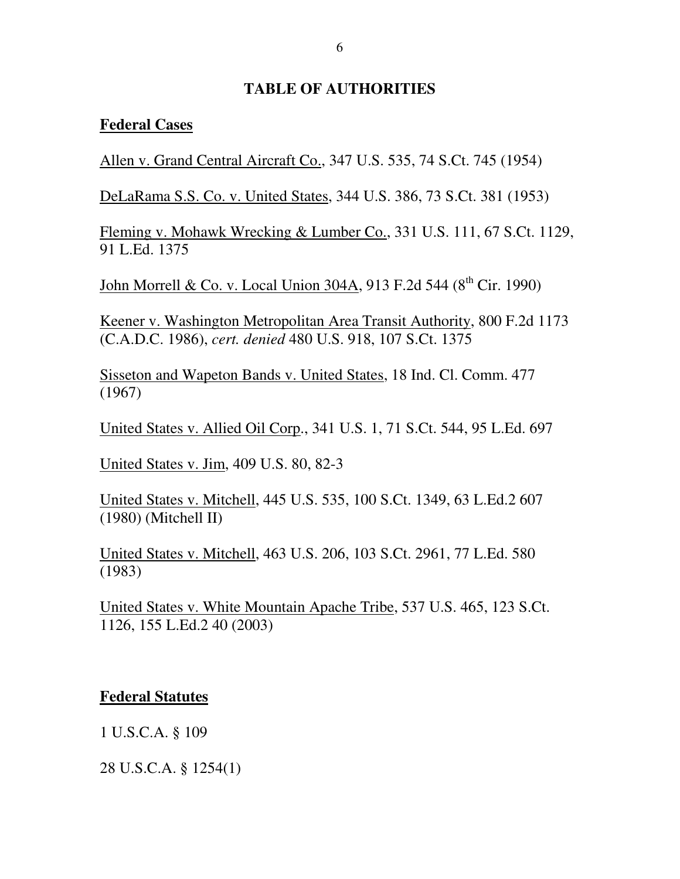## TABLE OF AUTHORITIES

### Federal Cases

Allen v. Grand Central Aircraft Co., 347 U.S. 535, 74 S.Ct. 745 (1954)

DeLaRama S.S. Co. v. United States, 344 U.S. 386, 73 S.Ct. 381 (1953)

Fleming v. Mohawk Wrecking & Lumber Co., 331 U.S. 111, 67 S.Ct. 1129, 91 L.Ed. 1375

John Morrell & Co. v. Local Union 304A, 913 F.2d 544 (8th Cir. 1990)

Keener v. Washington Metropolitan Area Transit Authority, 800 F.2d 1173 (C.A.D.C. 1986), *cert. denied* 480 U.S. 918, 107 S.Ct. 1375

Sisseton and Wapeton Bands v. United States, 18 Ind. Cl. Comm. 477 (1967)

United States v. Allied Oil Corp., 341 U.S. 1, 71 S.Ct. 544, 95 L.Ed. 697

United States v. Jim, 409 U.S. 80, 82-3

United States v. Mitchell, 445 U.S. 535, 100 S.Ct. 1349, 63 L.Ed.2 607 (1980) (Mitchell II)

United States v. Mitchell, 463 U.S. 206, 103 S.Ct. 2961, 77 L.Ed. 580 (1983)

United States v. White Mountain Apache Tribe, 537 U.S. 465, 123 S.Ct. 1126, 155 L.Ed.2 40 (2003)

### Federal Statutes

1 U.S.C.A. § 109

28 U.S.C.A. § 1254(1)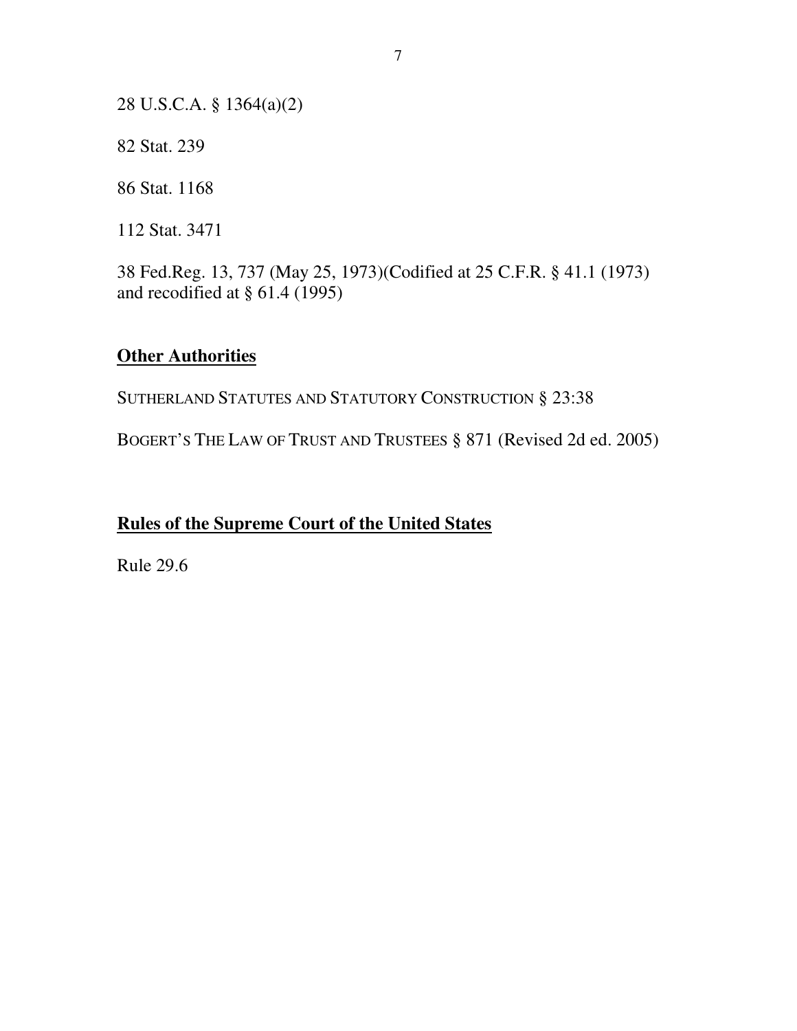28 U.S.C.A. § 1364(a)(2)

82 Stat. 239

86 Stat. 1168

112 Stat. 3471

38 Fed.Reg. 13, 737 (May 25, 1973)(Codified at 25 C.F.R. § 41.1 (1973) and recodified at § 61.4 (1995)

## **Other Authorities**

SUTHERLAND STATUTES AND STATUTORY CONSTRUCTION § 23:38

BOGERT'S THE LAW OF TRUST AND TRUSTEES § 871 (Revised 2d ed. 2005)

## **Rules of the Supreme Court of the United States**

Rule 29.6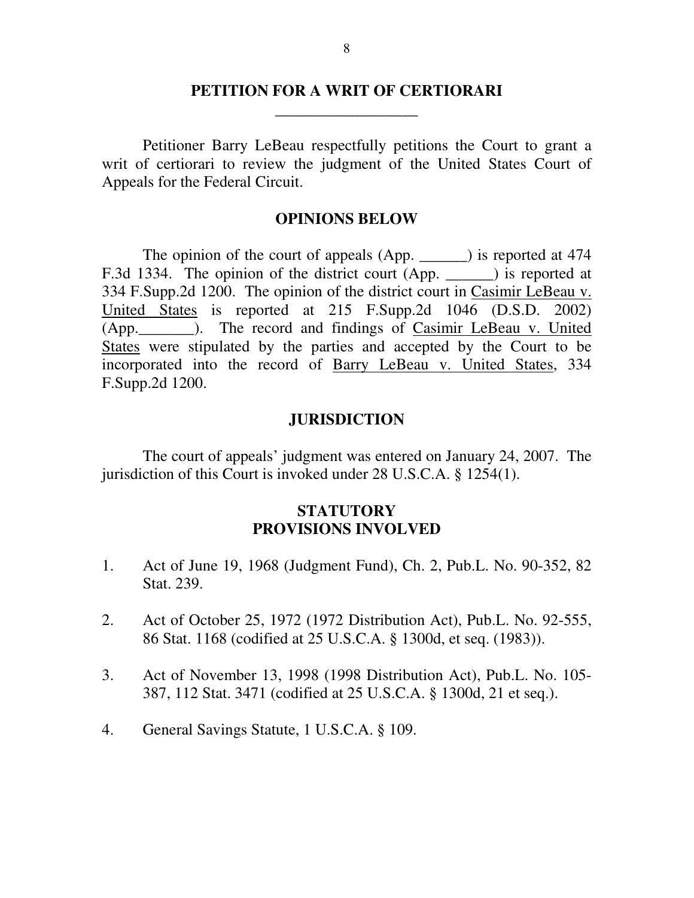## PETITION FOR A WRIT OF CERTIORARI

Petitioner Barry LeBeau respectfully petitions the Court to grant a writ of certiorari to review the judgment of the United States Court of Appeals for the Federal Circuit.

## OPINIONS BELOW

The opinion of the court of appeals (App. ______) is reported at 474 F.3d 1334. The opinion of the district court (App. ______) is reported at 334 F.Supp.2d 1200. The opinion of the district court in Casimir LeBeau v. United States is reported at 215 F.Supp.2d 1046 (D.S.D. 2002) (App._______). The record and findings of Casimir LeBeau v. United States were stipulated by the parties and accepted by the Court to be incorporated into the record of Barry LeBeau v. United States, 334 F.Supp.2d 1200.

## JURISDICTION

The court of appeals' judgment was entered on January 24, 2007. The jurisdiction of this Court is invoked under 28 U.S.C.A. § 1254(1).

## STATUTORY PROVISIONS INVOLVED

1. Act of June 19, 1968 (Judgment Fund), Ch. 2, Pub.L. No. 90-352, 82 Stat. 239.
2. Act of October 25, 1972 (1972 Distribution Act), Pub.L. No. 92-555, 86 Stat. 1168 (codified at 25 U.S.C.A. § 1300d, et seq. (1983)).
3. Act of November 13, 1998 (1998 Distribution Act), Pub.L. No. 105-387, 112 Stat. 3471 (codified at 25 U.S.C.A. § 1300d, 21 et seq.).
4. General Savings Statute, 1 U.S.C.A. § 109.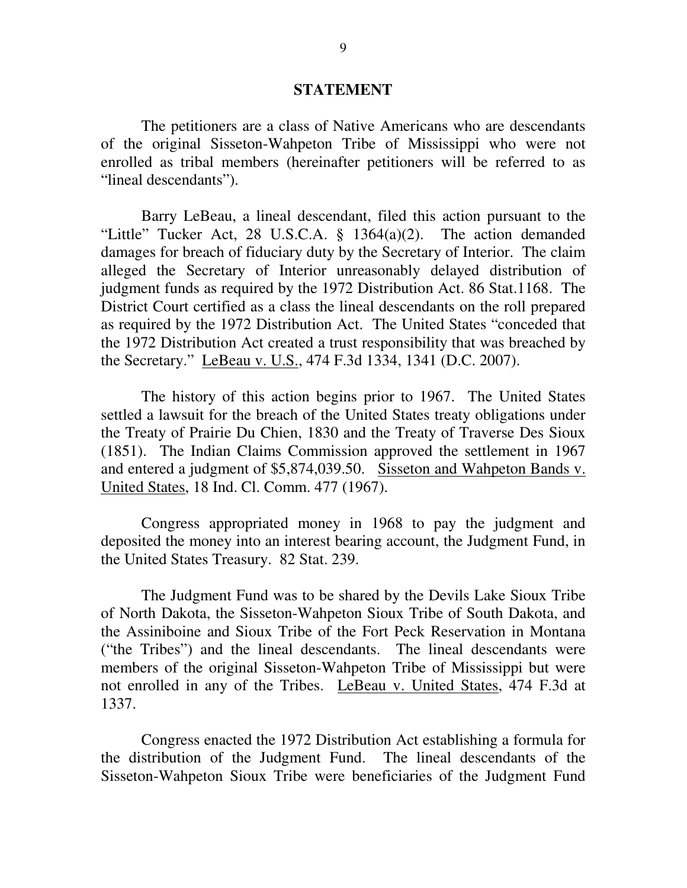## STATEMENT

The petitioners are a class of Native Americans who are descendants of the original Sisseton-Wahpeton Tribe of Mississippi who were not enrolled as tribal members (hereinafter petitioners will be referred to as "lineal descendants").

Barry LeBeau, a lineal descendant, filed this action pursuant to the "Little" Tucker Act, 28 U.S.C.A. § 1364(a)(2). The action demanded damages for breach of fiduciary duty by the Secretary of Interior. The claim alleged the Secretary of Interior unreasonably delayed distribution of judgment funds as required by the 1972 Distribution Act. 86 Stat.1168. The District Court certified as a class the lineal descendants on the roll prepared as required by the 1972 Distribution Act. The United States "conceded that the 1972 Distribution Act created a trust responsibility that was breached by the Secretary." LeBeau v. U.S., 474 F.3d 1334, 1341 (D.C. 2007).

The history of this action begins prior to 1967. The United States settled a lawsuit for the breach of the United States treaty obligations under the Treaty of Prairie Du Chien, 1830 and the Treaty of Traverse Des Sioux (1851). The Indian Claims Commission approved the settlement in 1967 and entered a judgment of $5,874,039.50. Sisseton and Wahpeton Bands v. United States, 18 Ind. Cl. Comm. 477 (1967).

Congress appropriated money in 1968 to pay the judgment and deposited the money into an interest bearing account, the Judgment Fund, in the United States Treasury. 82 Stat. 239.

The Judgment Fund was to be shared by the Devils Lake Sioux Tribe of North Dakota, the Sisseton-Wahpeton Sioux Tribe of South Dakota, and the Assiniboine and Sioux Tribe of the Fort Peck Reservation in Montana ("the Tribes") and the lineal descendants. The lineal descendants were members of the original Sisseton-Wahpeton Tribe of Mississippi but were not enrolled in any of the Tribes. LeBeau v. United States, 474 F.3d at 1337.

Congress enacted the 1972 Distribution Act establishing a formula for the distribution of the Judgment Fund. The lineal descendants of the Sisseton-Wahpeton Sioux Tribe were beneficiaries of the Judgment Fund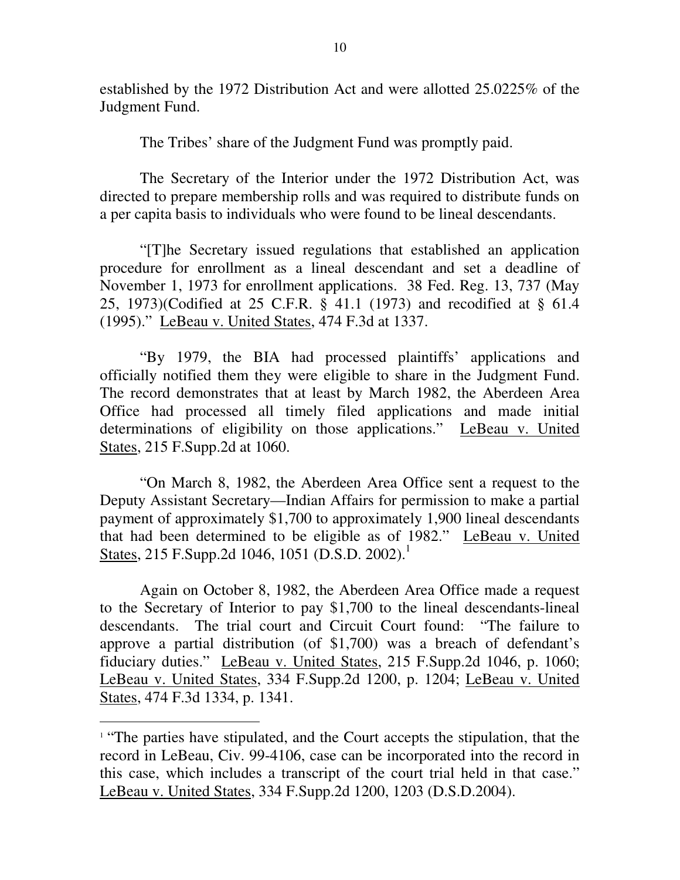established by the 1972 Distribution Act and were allotted 25.0225% of the Judgment Fund.

The Tribes' share of the Judgment Fund was promptly paid.

The Secretary of the Interior under the 1972 Distribution Act, was directed to prepare membership rolls and was required to distribute funds on a per capita basis to individuals who were found to be lineal descendants.

"[T]he Secretary issued regulations that established an application procedure for enrollment as a lineal descendant and set a deadline of November 1, 1973 for enrollment applications. 38 Fed. Reg. 13, 737 (May 25, 1973)(Codified at 25 C.F.R. § 41.1 (1973) and recodified at § 61.4 (1995)." LeBeau v. United States, 474 F.3d at 1337.

"By 1979, the BIA had processed plaintiffs' applications and officially notified them they were eligible to share in the Judgment Fund. The record demonstrates that at least by March 1982, the Aberdeen Area Office had processed all timely filed applications and made initial determinations of eligibility on those applications." LeBeau v. United States, 215 F.Supp.2d at 1060.

"On March 8, 1982, the Aberdeen Area Office sent a request to the Deputy Assistant Secretary—Indian Affairs for permission to make a partial payment of approximately $1,700 to approximately 1,900 lineal descendants that had been determined to be eligible as of 1982." LeBeau v. United States, 215 F.Supp.2d 1046, 1051 (D.S.D. 2002).[1]

Again on October 8, 1982, the Aberdeen Area Office made a request to the Secretary of Interior to pay $1,700 to the lineal descendants-lineal descendants. The trial court and Circuit Court found: "The failure to approve a partial distribution (of $1,700) was a breach of defendant's fiduciary duties." LeBeau v. United States, 215 F.Supp.2d 1046, p. 1060; LeBeau v. United States, 334 F.Supp.2d 1200, p. 1204; LeBeau v. United States, 474 F.3d 1334, p. 1341.

---

[1] "The parties have stipulated, and the Court accepts the stipulation, that the record in LeBeau, Civ. 99-4106, case can be incorporated into the record in this case, which includes a transcript of the court trial held in that case." LeBeau v. United States, 334 F.Supp.2d 1200, 1203 (D.S.D.2004).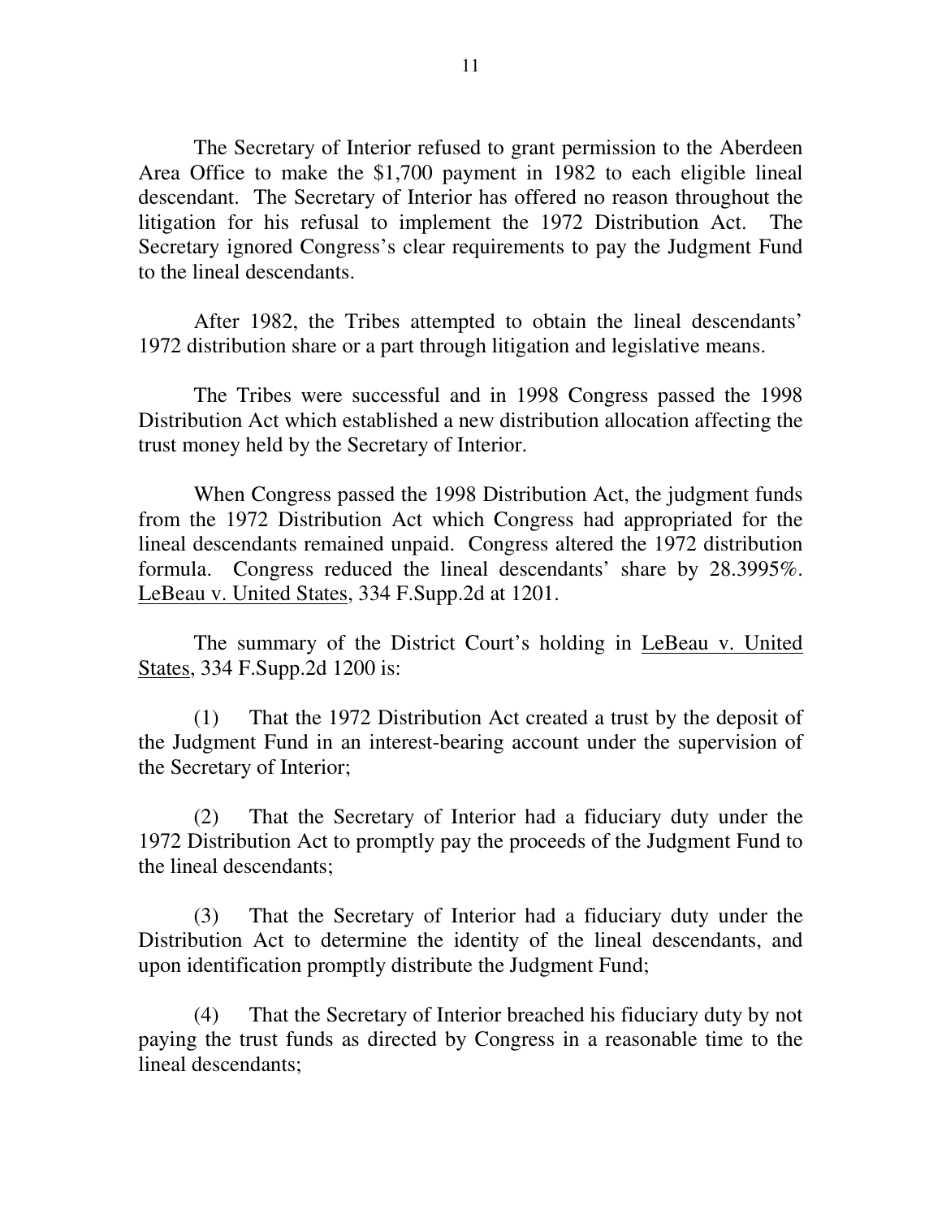The Secretary of Interior refused to grant permission to the Aberdeen Area Office to make the $1,700 payment in 1982 to each eligible lineal descendant. The Secretary of Interior has offered no reason throughout the litigation for his refusal to implement the 1972 Distribution Act. The Secretary ignored Congress's clear requirements to pay the Judgment Fund to the lineal descendants.

After 1982, the Tribes attempted to obtain the lineal descendants' 1972 distribution share or a part through litigation and legislative means.

The Tribes were successful and in 1998 Congress passed the 1998 Distribution Act which established a new distribution allocation affecting the trust money held by the Secretary of Interior.

When Congress passed the 1998 Distribution Act, the judgment funds from the 1972 Distribution Act which Congress had appropriated for the lineal descendants remained unpaid. Congress altered the 1972 distribution formula. Congress reduced the lineal descendants' share by 28.3995%. LeBeau v. United States, 334 F.Supp.2d at 1201.

The summary of the District Court's holding in LeBeau v. United States, 334 F.Supp.2d 1200 is:

(1) That the 1972 Distribution Act created a trust by the deposit of the Judgment Fund in an interest-bearing account under the supervision of the Secretary of Interior;

(2) That the Secretary of Interior had a fiduciary duty under the 1972 Distribution Act to promptly pay the proceeds of the Judgment Fund to the lineal descendants;

(3) That the Secretary of Interior had a fiduciary duty under the Distribution Act to determine the identity of the lineal descendants, and upon identification promptly distribute the Judgment Fund;

(4) That the Secretary of Interior breached his fiduciary duty by not paying the trust funds as directed by Congress in a reasonable time to the lineal descendants;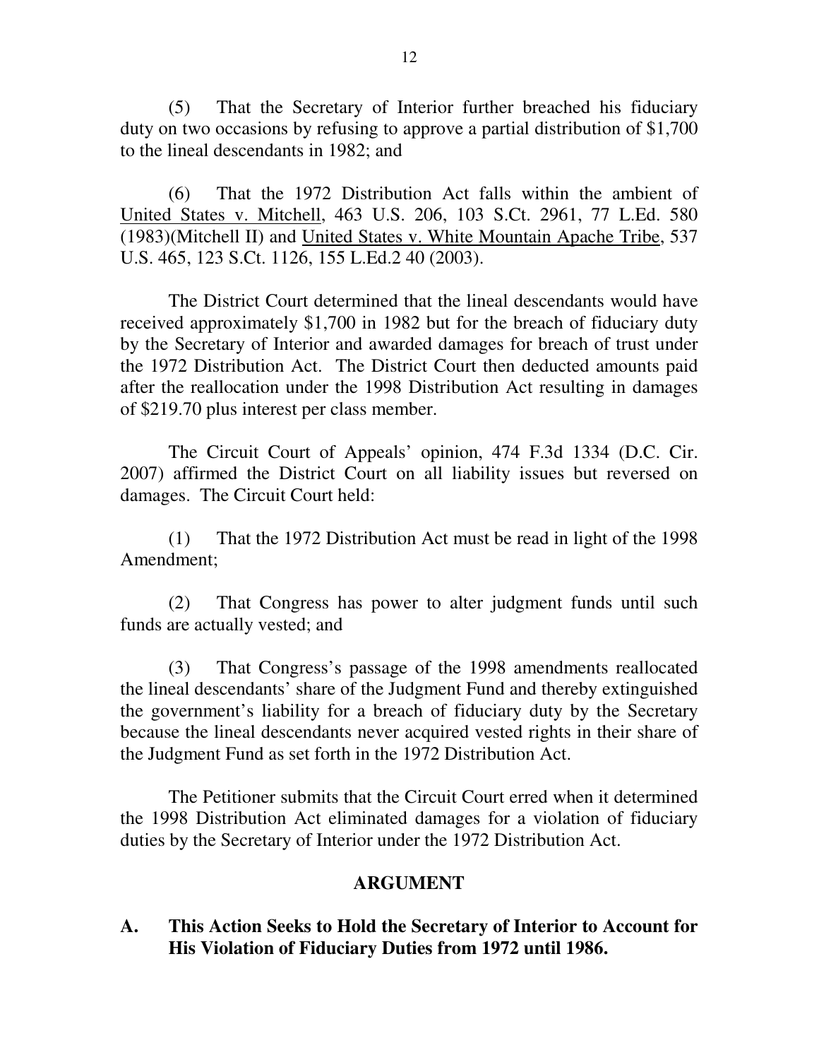(5) That the Secretary of Interior further breached his fiduciary duty on two occasions by refusing to approve a partial distribution of $1,700 to the lineal descendants in 1982; and

(6) That the 1972 Distribution Act falls within the ambient of United States v. Mitchell, 463 U.S. 206, 103 S.Ct. 2961, 77 L.Ed. 580 (1983)(Mitchell II) and United States v. White Mountain Apache Tribe, 537 U.S. 465, 123 S.Ct. 1126, 155 L.Ed.2 40 (2003).

The District Court determined that the lineal descendants would have received approximately $1,700 in 1982 but for the breach of fiduciary duty by the Secretary of Interior and awarded damages for breach of trust under the 1972 Distribution Act. The District Court then deducted amounts paid after the reallocation under the 1998 Distribution Act resulting in damages of $219.70 plus interest per class member.

The Circuit Court of Appeals' opinion, 474 F.3d 1334 (D.C. Cir. 2007) affirmed the District Court on all liability issues but reversed on damages. The Circuit Court held:

(1) That the 1972 Distribution Act must be read in light of the 1998 Amendment;

(2) That Congress has power to alter judgment funds until such funds are actually vested; and

(3) That Congress's passage of the 1998 amendments reallocated the lineal descendants' share of the Judgment Fund and thereby extinguished the government's liability for a breach of fiduciary duty by the Secretary because the lineal descendants never acquired vested rights in their share of the Judgment Fund as set forth in the 1972 Distribution Act.

The Petitioner submits that the Circuit Court erred when it determined the 1998 Distribution Act eliminated damages for a violation of fiduciary duties by the Secretary of Interior under the 1972 Distribution Act.

## ARGUMENT

### A. This Action Seeks to Hold the Secretary of Interior to Account for His Violation of Fiduciary Duties from 1972 until 1986.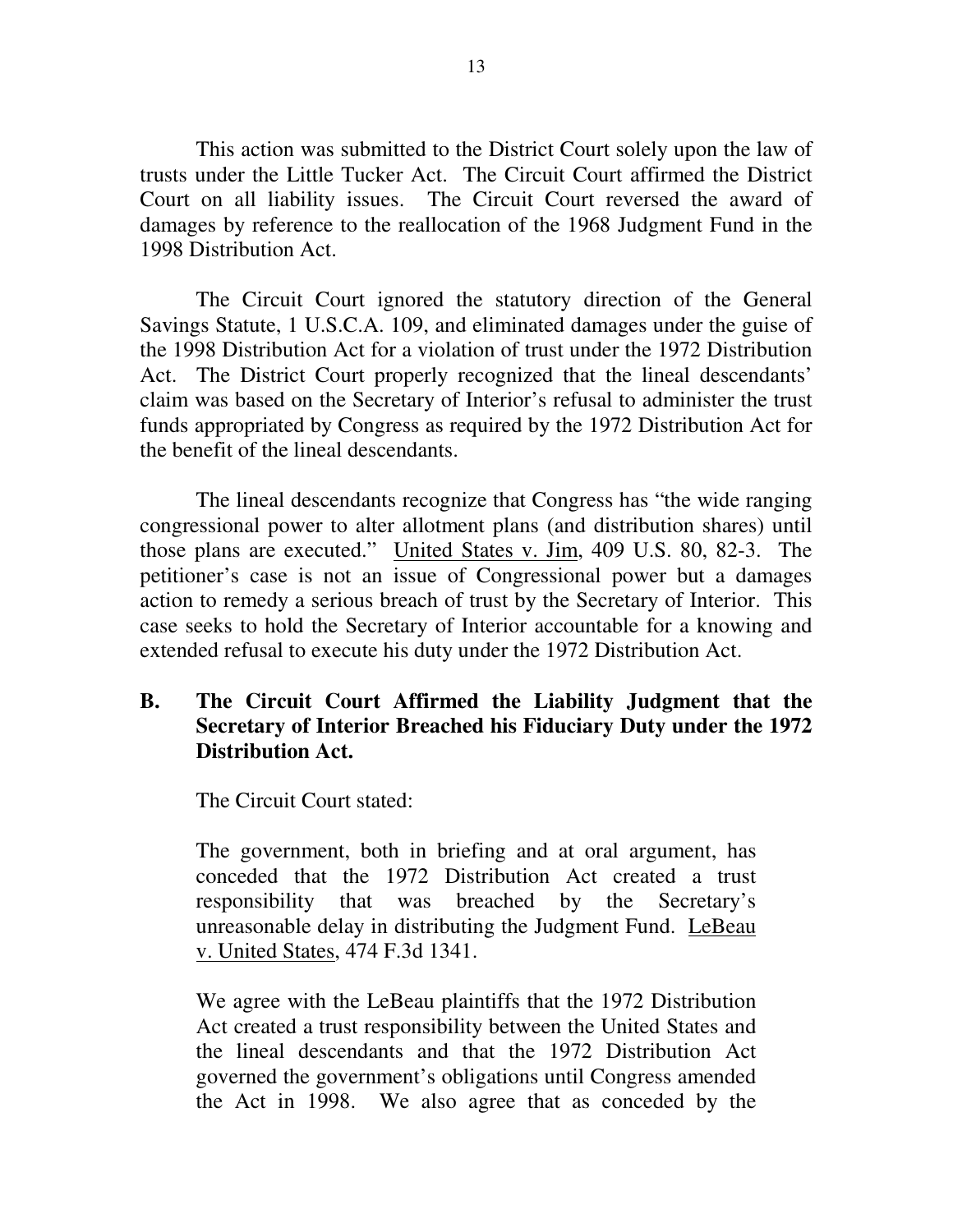This action was submitted to the District Court solely upon the law of trusts under the Little Tucker Act. The Circuit Court affirmed the District Court on all liability issues. The Circuit Court reversed the award of damages by reference to the reallocation of the 1968 Judgment Fund in the 1998 Distribution Act.

The Circuit Court ignored the statutory direction of the General Savings Statute, 1 U.S.C.A. 109, and eliminated damages under the guise of the 1998 Distribution Act for a violation of trust under the 1972 Distribution Act. The District Court properly recognized that the lineal descendants' claim was based on the Secretary of Interior's refusal to administer the trust funds appropriated by Congress as required by the 1972 Distribution Act for the benefit of the lineal descendants.

The lineal descendants recognize that Congress has "the wide ranging congressional power to alter allotment plans (and distribution shares) until those plans are executed." United States v. Jim, 409 U.S. 80, 82-3. The petitioner's case is not an issue of Congressional power but a damages action to remedy a serious breach of trust by the Secretary of Interior. This case seeks to hold the Secretary of Interior accountable for a knowing and extended refusal to execute his duty under the 1972 Distribution Act.

### B. The Circuit Court Affirmed the Liability Judgment that the Secretary of Interior Breached his Fiduciary Duty under the 1972 Distribution Act.

The Circuit Court stated:

> The government, both in briefing and at oral argument, has conceded that the 1972 Distribution Act created a trust responsibility that was breached by the Secretary's unreasonable delay in distributing the Judgment Fund. LeBeau v. United States, 474 F.3d 1341.
>
> We agree with the LeBeau plaintiffs that the 1972 Distribution Act created a trust responsibility between the United States and the lineal descendants and that the 1972 Distribution Act governed the government's obligations until Congress amended the Act in 1998. We also agree that as conceded by the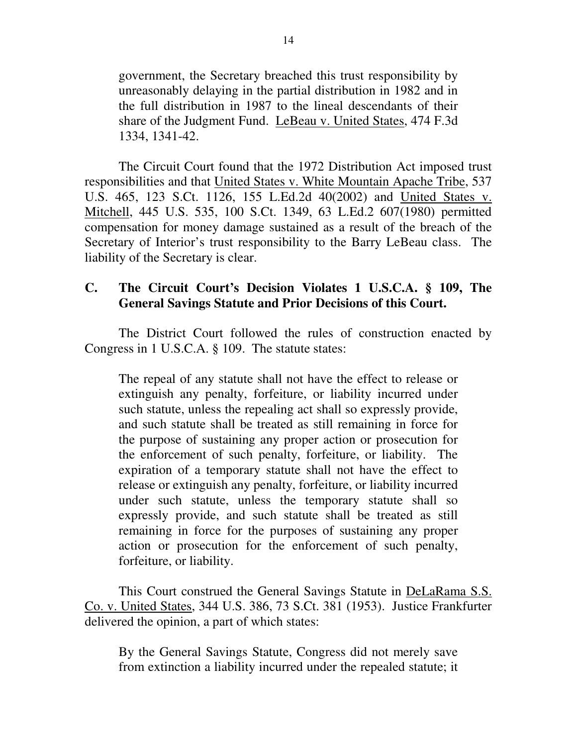government, the Secretary breached this trust responsibility by unreasonably delaying in the partial distribution in 1982 and in the full distribution in 1987 to the lineal descendants of their share of the Judgment Fund. LeBeau v. United States, 474 F.3d 1334, 1341-42.

The Circuit Court found that the 1972 Distribution Act imposed trust responsibilities and that United States v. White Mountain Apache Tribe, 537 U.S. 465, 123 S.Ct. 1126, 155 L.Ed.2d 40(2002) and United States v. Mitchell, 445 U.S. 535, 100 S.Ct. 1349, 63 L.Ed.2 607(1980) permitted compensation for money damage sustained as a result of the breach of the Secretary of Interior's trust responsibility to the Barry LeBeau class. The liability of the Secretary is clear.

### C. The Circuit Court's Decision Violates 1 U.S.C.A. § 109, The General Savings Statute and Prior Decisions of this Court.

The District Court followed the rules of construction enacted by Congress in 1 U.S.C.A. § 109. The statute states:

> The repeal of any statute shall not have the effect to release or extinguish any penalty, forfeiture, or liability incurred under such statute, unless the repealing act shall so expressly provide, and such statute shall be treated as still remaining in force for the purpose of sustaining any proper action or prosecution for the enforcement of such penalty, forfeiture, or liability. The expiration of a temporary statute shall not have the effect to release or extinguish any penalty, forfeiture, or liability incurred under such statute, unless the temporary statute shall so expressly provide, and such statute shall be treated as still remaining in force for the purposes of sustaining any proper action or prosecution for the enforcement of such penalty, forfeiture, or liability.

This Court construed the General Savings Statute in DeLaRama S.S. Co. v. United States, 344 U.S. 386, 73 S.Ct. 381 (1953). Justice Frankfurter delivered the opinion, a part of which states:

> By the General Savings Statute, Congress did not merely save from extinction a liability incurred under the repealed statute; it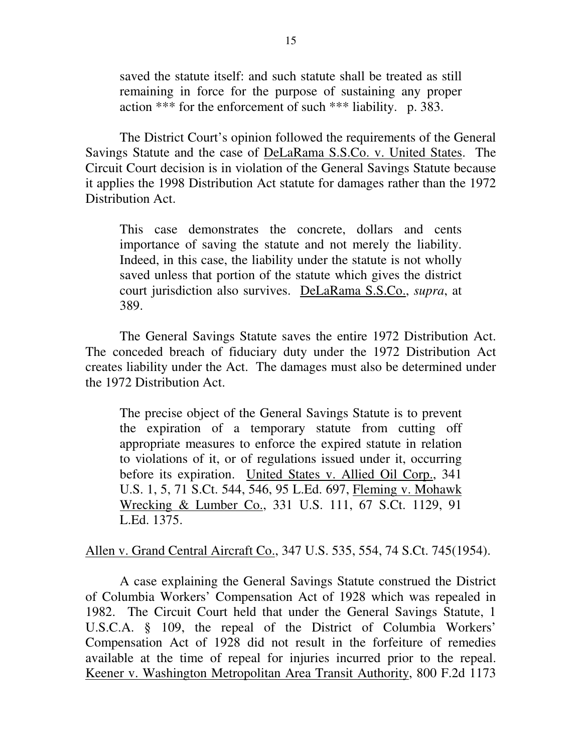> saved the statute itself: and such statute shall be treated as still remaining in force for the purpose of sustaining any proper action *** for the enforcement of such *** liability. p. 383.

The District Court's opinion followed the requirements of the General Savings Statute and the case of DeLaRama S.S.Co. v. United States. The Circuit Court decision is in violation of the General Savings Statute because it applies the 1998 Distribution Act statute for damages rather than the 1972 Distribution Act.

> This case demonstrates the concrete, dollars and cents importance of saving the statute and not merely the liability. Indeed, in this case, the liability under the statute is not wholly saved unless that portion of the statute which gives the district court jurisdiction also survives. DeLaRama S.S.Co., *supra*, at 389.

The General Savings Statute saves the entire 1972 Distribution Act. The conceded breach of fiduciary duty under the 1972 Distribution Act creates liability under the Act. The damages must also be determined under the 1972 Distribution Act.

> The precise object of the General Savings Statute is to prevent the expiration of a temporary statute from cutting off appropriate measures to enforce the expired statute in relation to violations of it, or of regulations issued under it, occurring before its expiration. United States v. Allied Oil Corp., 341 U.S. 1, 5, 71 S.Ct. 544, 546, 95 L.Ed. 697, Fleming v. Mohawk Wrecking & Lumber Co., 331 U.S. 111, 67 S.Ct. 1129, 91 L.Ed. 1375.

Allen v. Grand Central Aircraft Co., 347 U.S. 535, 554, 74 S.Ct. 745(1954).

A case explaining the General Savings Statute construed the District of Columbia Workers' Compensation Act of 1928 which was repealed in 1982. The Circuit Court held that under the General Savings Statute, 1 U.S.C.A. § 109, the repeal of the District of Columbia Workers' Compensation Act of 1928 did not result in the forfeiture of remedies available at the time of repeal for injuries incurred prior to the repeal. Keener v. Washington Metropolitan Area Transit Authority, 800 F.2d 1173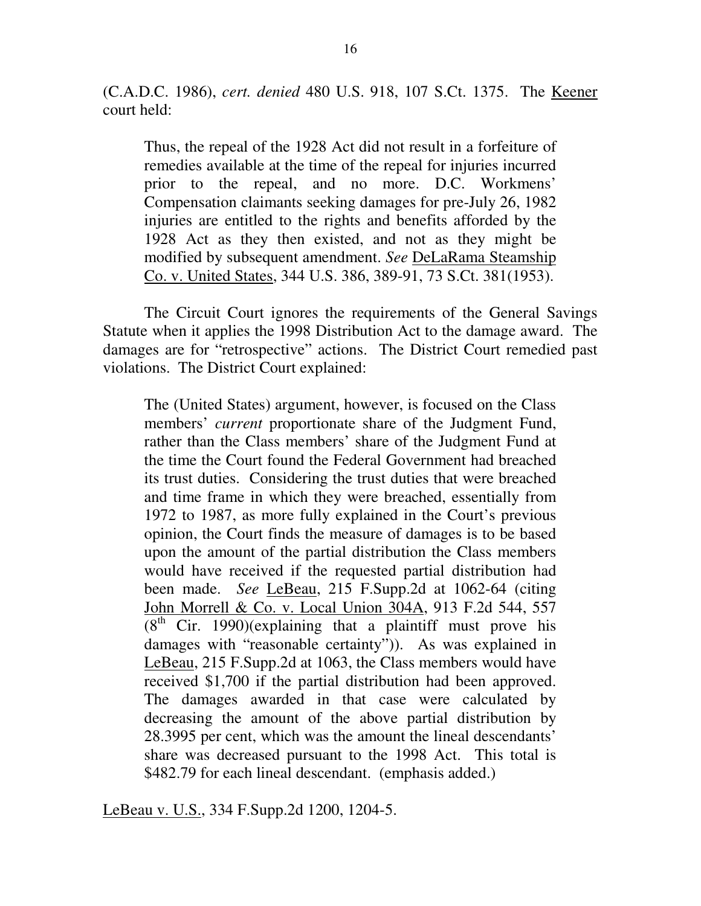(C.A.D.C. 1986), *cert. denied* 480 U.S. 918, 107 S.Ct. 1375. The Keener court held:

> Thus, the repeal of the 1928 Act did not result in a forfeiture of remedies available at the time of the repeal for injuries incurred prior to the repeal, and no more. D.C. Workmens' Compensation claimants seeking damages for pre-July 26, 1982 injuries are entitled to the rights and benefits afforded by the 1928 Act as they then existed, and not as they might be modified by subsequent amendment. *See* DeLaRama Steamship Co. v. United States, 344 U.S. 386, 389-91, 73 S.Ct. 381(1953).

The Circuit Court ignores the requirements of the General Savings Statute when it applies the 1998 Distribution Act to the damage award. The damages are for "retrospective" actions. The District Court remedied past violations. The District Court explained:

> The (United States) argument, however, is focused on the Class members' *current* proportionate share of the Judgment Fund, rather than the Class members' share of the Judgment Fund at the time the Court found the Federal Government had breached its trust duties. Considering the trust duties that were breached and time frame in which they were breached, essentially from 1972 to 1987, as more fully explained in the Court's previous opinion, the Court finds the measure of damages is to be based upon the amount of the partial distribution the Class members would have received if the requested partial distribution had been made. *See* LeBeau, 215 F.Supp.2d at 1062-64 (citing John Morrell & Co. v. Local Union 304A, 913 F.2d 544, 557 (8th Cir. 1990)(explaining that a plaintiff must prove his damages with "reasonable certainty")). As was explained in LeBeau, 215 F.Supp.2d at 1063, the Class members would have received $1,700 if the partial distribution had been approved. The damages awarded in that case were calculated by decreasing the amount of the above partial distribution by 28.3995 per cent, which was the amount the lineal descendants' share was decreased pursuant to the 1998 Act. This total is $482.79 for each lineal descendant. (emphasis added.)

LeBeau v. U.S., 334 F.Supp.2d 1200, 1204-5.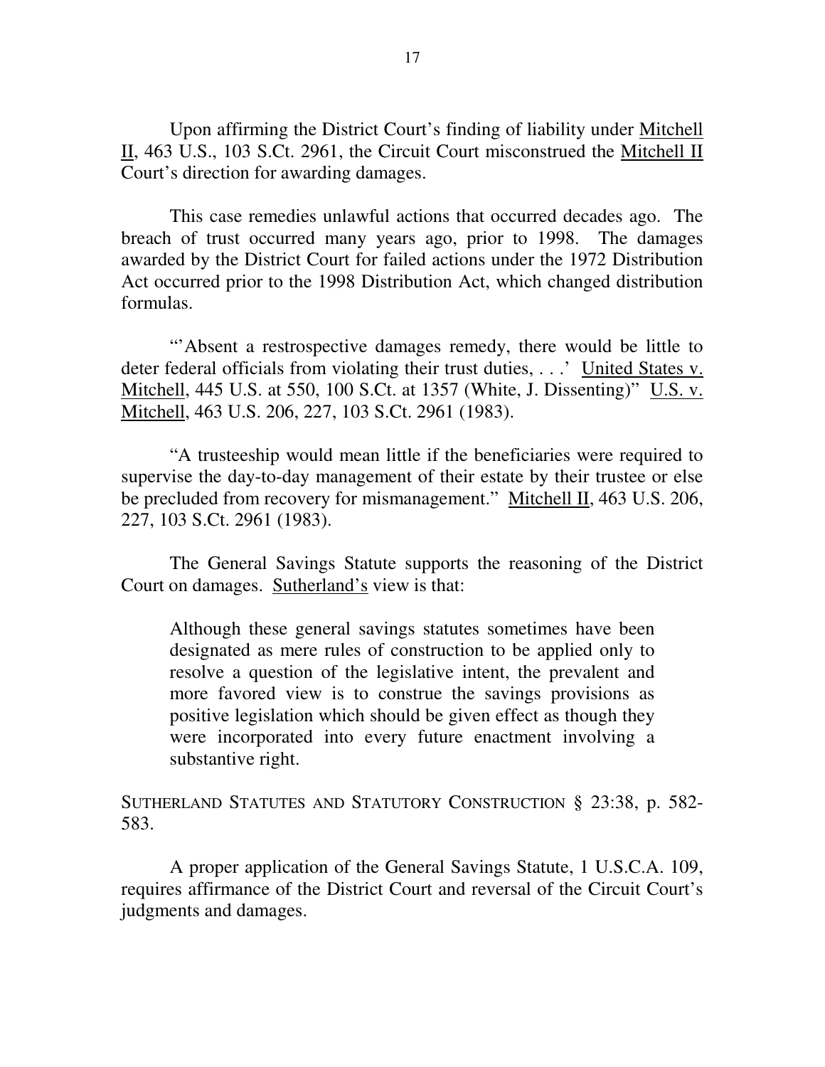Upon affirming the District Court's finding of liability under Mitchell II, 463 U.S., 103 S.Ct. 2961, the Circuit Court misconstrued the Mitchell II Court's direction for awarding damages.

This case remedies unlawful actions that occurred decades ago. The breach of trust occurred many years ago, prior to 1998. The damages awarded by the District Court for failed actions under the 1972 Distribution Act occurred prior to the 1998 Distribution Act, which changed distribution formulas.

"'Absent a restrospective damages remedy, there would be little to deter federal officials from violating their trust duties, . . .' United States v. Mitchell, 445 U.S. at 550, 100 S.Ct. at 1357 (White, J. Dissenting)" U.S. v. Mitchell, 463 U.S. 206, 227, 103 S.Ct. 2961 (1983).

"A trusteeship would mean little if the beneficiaries were required to supervise the day-to-day management of their estate by their trustee or else be precluded from recovery for mismanagement." Mitchell II, 463 U.S. 206, 227, 103 S.Ct. 2961 (1983).

The General Savings Statute supports the reasoning of the District Court on damages. Sutherland's view is that:

> Although these general savings statutes sometimes have been designated as mere rules of construction to be applied only to resolve a question of the legislative intent, the prevalent and more favored view is to construe the savings provisions as positive legislation which should be given effect as though they were incorporated into every future enactment involving a substantive right.

SUTHERLAND STATUTES AND STATUTORY CONSTRUCTION § 23:38, p. 582-583.

A proper application of the General Savings Statute, 1 U.S.C.A. 109, requires affirmance of the District Court and reversal of the Circuit Court's judgments and damages.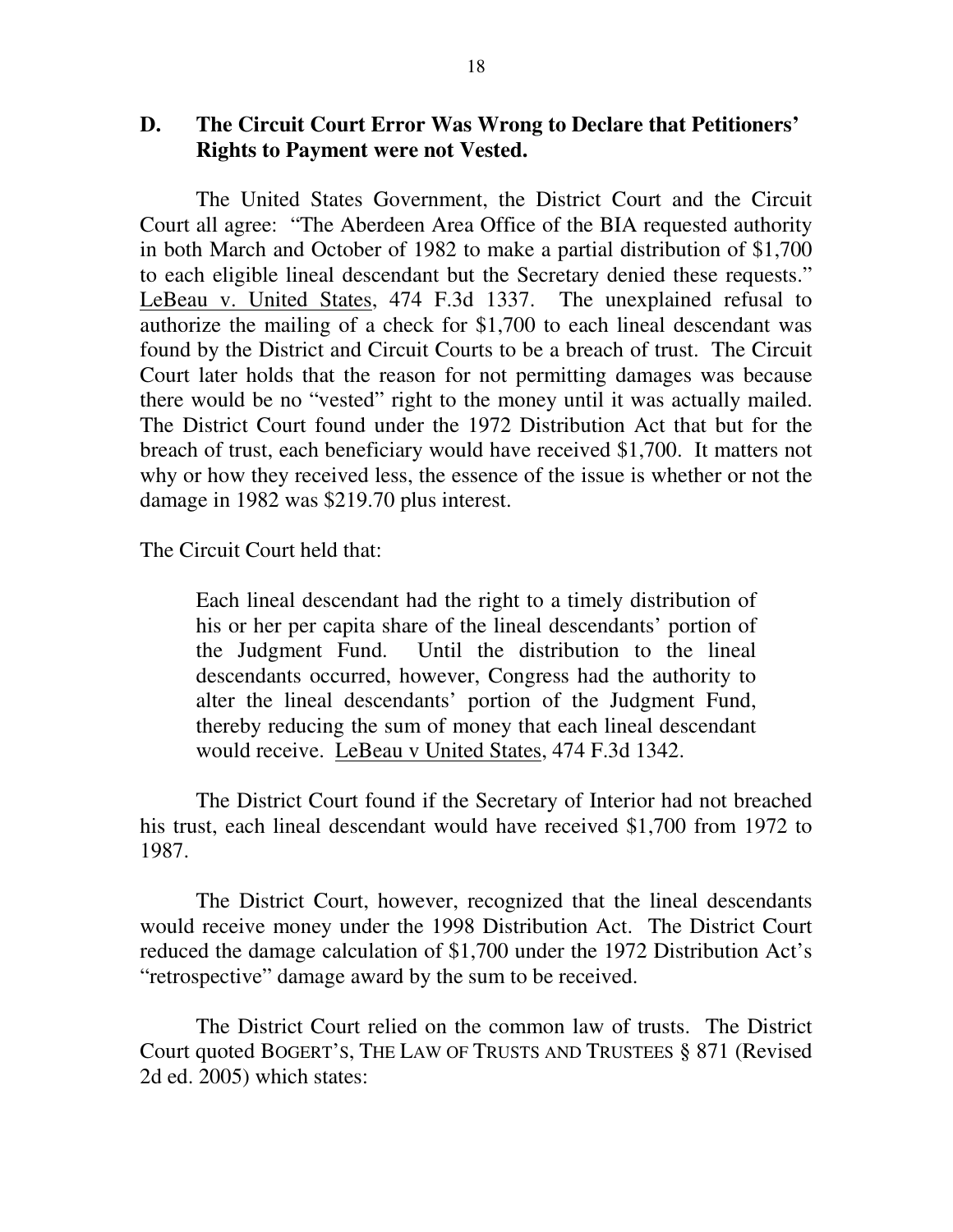## D. The Circuit Court Error Was Wrong to Declare that Petitioners' Rights to Payment were not Vested.

The United States Government, the District Court and the Circuit Court all agree: "The Aberdeen Area Office of the BIA requested authority in both March and October of 1982 to make a partial distribution of $1,700 to each eligible lineal descendant but the Secretary denied these requests." LeBeau v. United States, 474 F.3d 1337. The unexplained refusal to authorize the mailing of a check for $1,700 to each lineal descendant was found by the District and Circuit Courts to be a breach of trust. The Circuit Court later holds that the reason for not permitting damages was because there would be no "vested" right to the money until it was actually mailed. The District Court found under the 1972 Distribution Act that but for the breach of trust, each beneficiary would have received $1,700. It matters not why or how they received less, the essence of the issue is whether or not the damage in 1982 was $219.70 plus interest.

The Circuit Court held that:

> Each lineal descendant had the right to a timely distribution of his or her per capita share of the lineal descendants' portion of the Judgment Fund. Until the distribution to the lineal descendants occurred, however, Congress had the authority to alter the lineal descendants' portion of the Judgment Fund, thereby reducing the sum of money that each lineal descendant would receive. LeBeau v United States, 474 F.3d 1342.

The District Court found if the Secretary of Interior had not breached his trust, each lineal descendant would have received $1,700 from 1972 to 1987.

The District Court, however, recognized that the lineal descendants would receive money under the 1998 Distribution Act. The District Court reduced the damage calculation of $1,700 under the 1972 Distribution Act's "retrospective" damage award by the sum to be received.

The District Court relied on the common law of trusts. The District Court quoted BOGERT'S, THE LAW OF TRUSTS AND TRUSTEES § 871 (Revised 2d ed. 2005) which states: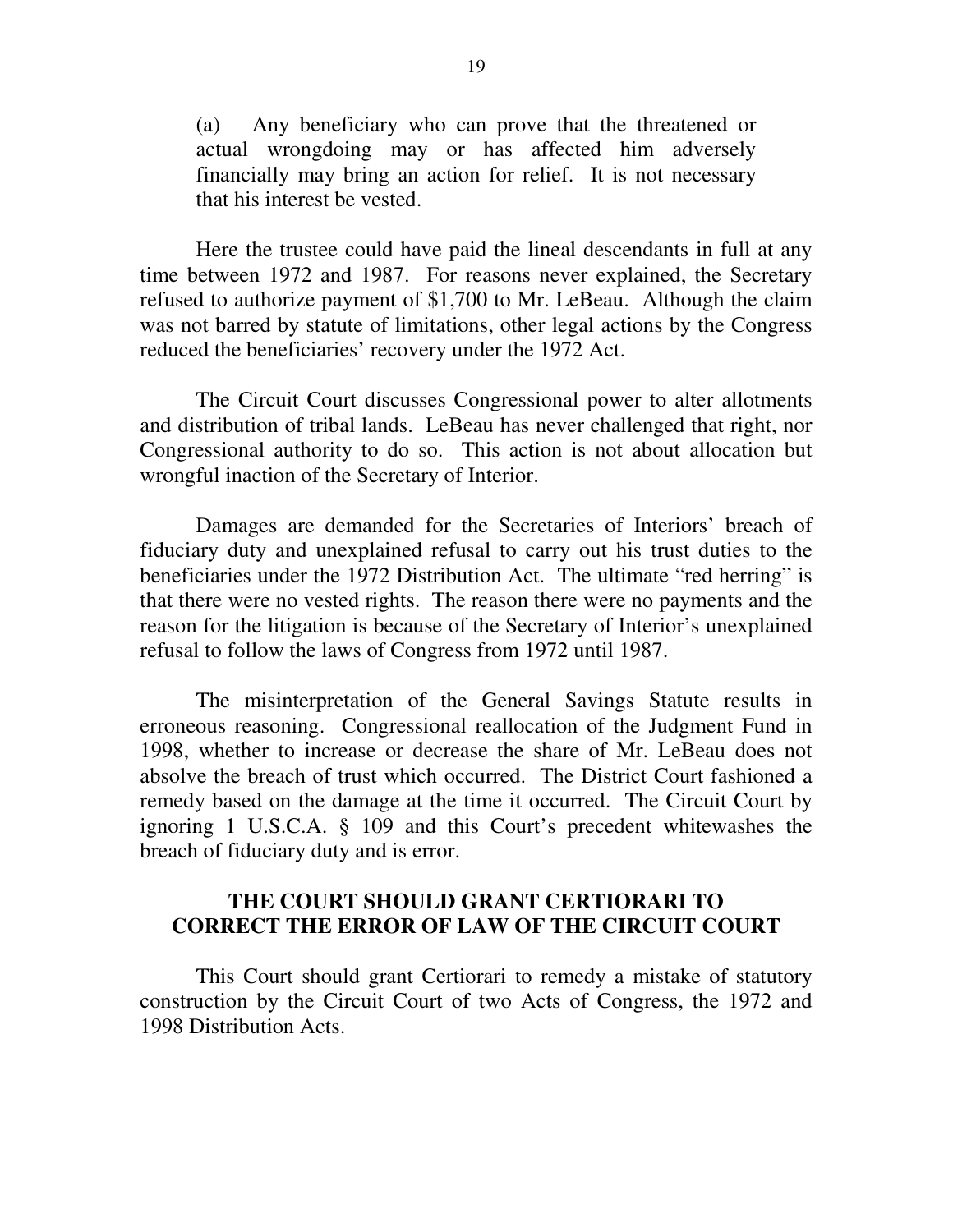(a) Any beneficiary who can prove that the threatened or actual wrongdoing may or has affected him adversely financially may bring an action for relief. It is not necessary that his interest be vested.

Here the trustee could have paid the lineal descendants in full at any time between 1972 and 1987. For reasons never explained, the Secretary refused to authorize payment of $1,700 to Mr. LeBeau. Although the claim was not barred by statute of limitations, other legal actions by the Congress reduced the beneficiaries' recovery under the 1972 Act.

The Circuit Court discusses Congressional power to alter allotments and distribution of tribal lands. LeBeau has never challenged that right, nor Congressional authority to do so. This action is not about allocation but wrongful inaction of the Secretary of Interior.

Damages are demanded for the Secretaries of Interiors' breach of fiduciary duty and unexplained refusal to carry out his trust duties to the beneficiaries under the 1972 Distribution Act. The ultimate "red herring" is that there were no vested rights. The reason there were no payments and the reason for the litigation is because of the Secretary of Interior's unexplained refusal to follow the laws of Congress from 1972 until 1987.

The misinterpretation of the General Savings Statute results in erroneous reasoning. Congressional reallocation of the Judgment Fund in 1998, whether to increase or decrease the share of Mr. LeBeau does not absolve the breach of trust which occurred. The District Court fashioned a remedy based on the damage at the time it occurred. The Circuit Court by ignoring 1 U.S.C.A. § 109 and this Court's precedent whitewashes the breach of fiduciary duty and is error.

## THE COURT SHOULD GRANT CERTIORARI TO CORRECT THE ERROR OF LAW OF THE CIRCUIT COURT

This Court should grant Certiorari to remedy a mistake of statutory construction by the Circuit Court of two Acts of Congress, the 1972 and 1998 Distribution Acts.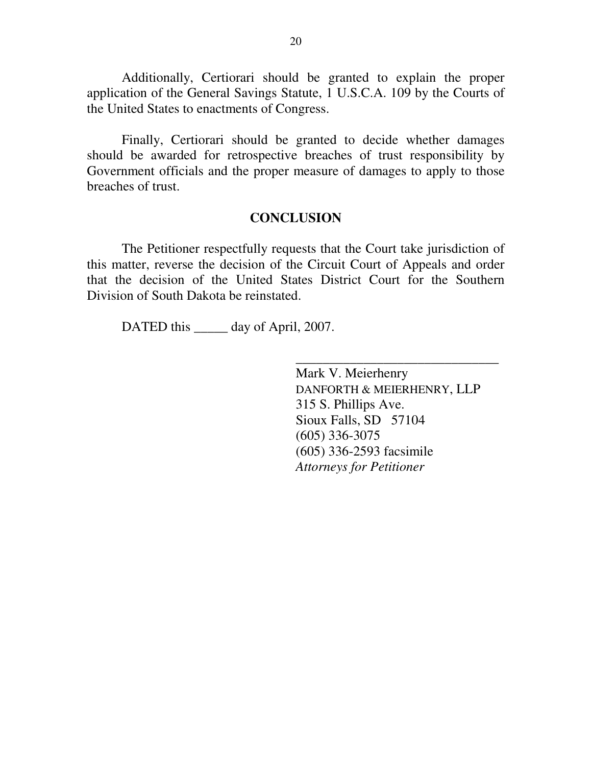Additionally, Certiorari should be granted to explain the proper application of the General Savings Statute, 1 U.S.C.A. 109 by the Courts of the United States to enactments of Congress.

Finally, Certiorari should be granted to decide whether damages should be awarded for retrospective breaches of trust responsibility by Government officials and the proper measure of damages to apply to those breaches of trust.

## CONCLUSION

The Petitioner respectfully requests that the Court take jurisdiction of this matter, reverse the decision of the Circuit Court of Appeals and order that the decision of the United States District Court for the Southern Division of South Dakota be reinstated.

DATED this _____ day of April, 2007.

_______________________________
Mark V. Meierhenry
DANFORTH & MEIERHENRY, LLP
315 S. Phillips Ave.
Sioux Falls, SD 57104
(605) 336-3075
(605) 336-2593 facsimile
*Attorneys for Petitioner*